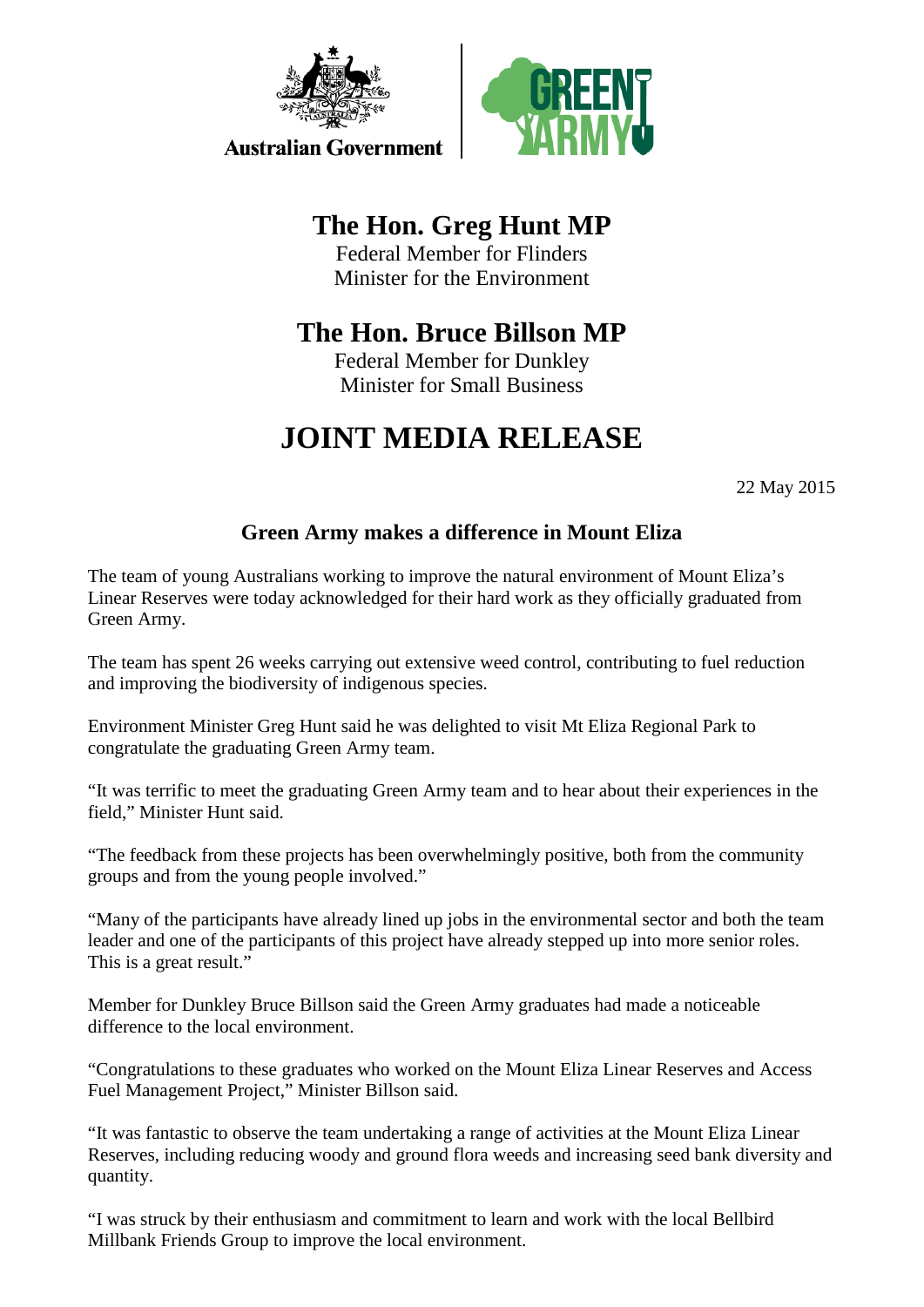Australian Government

# The Hon. Greg Hunt MP

Federal Member for Flinders
Minister for the Environment

# The Hon. Bruce Billson MP

Federal Member for Dunkley
Minister for Small Business

# JOINT MEDIA RELEASE

22 May 2015

## Green Army makes a difference in Mount Eliza

The team of young Australians working to improve the natural environment of Mount Eliza's Linear Reserves were today acknowledged for their hard work as they officially graduated from Green Army.

The team has spent 26 weeks carrying out extensive weed control, contributing to fuel reduction and improving the biodiversity of indigenous species.

Environment Minister Greg Hunt said he was delighted to visit Mt Eliza Regional Park to congratulate the graduating Green Army team.

"It was terrific to meet the graduating Green Army team and to hear about their experiences in the field," Minister Hunt said.

"The feedback from these projects has been overwhelmingly positive, both from the community groups and from the young people involved."

"Many of the participants have already lined up jobs in the environmental sector and both the team leader and one of the participants of this project have already stepped up into more senior roles. This is a great result."

Member for Dunkley Bruce Billson said the Green Army graduates had made a noticeable difference to the local environment.

"Congratulations to these graduates who worked on the Mount Eliza Linear Reserves and Access Fuel Management Project," Minister Billson said.

"It was fantastic to observe the team undertaking a range of activities at the Mount Eliza Linear Reserves, including reducing woody and ground flora weeds and increasing seed bank diversity and quantity.

"I was struck by their enthusiasm and commitment to learn and work with the local Bellbird Millbank Friends Group to improve the local environment.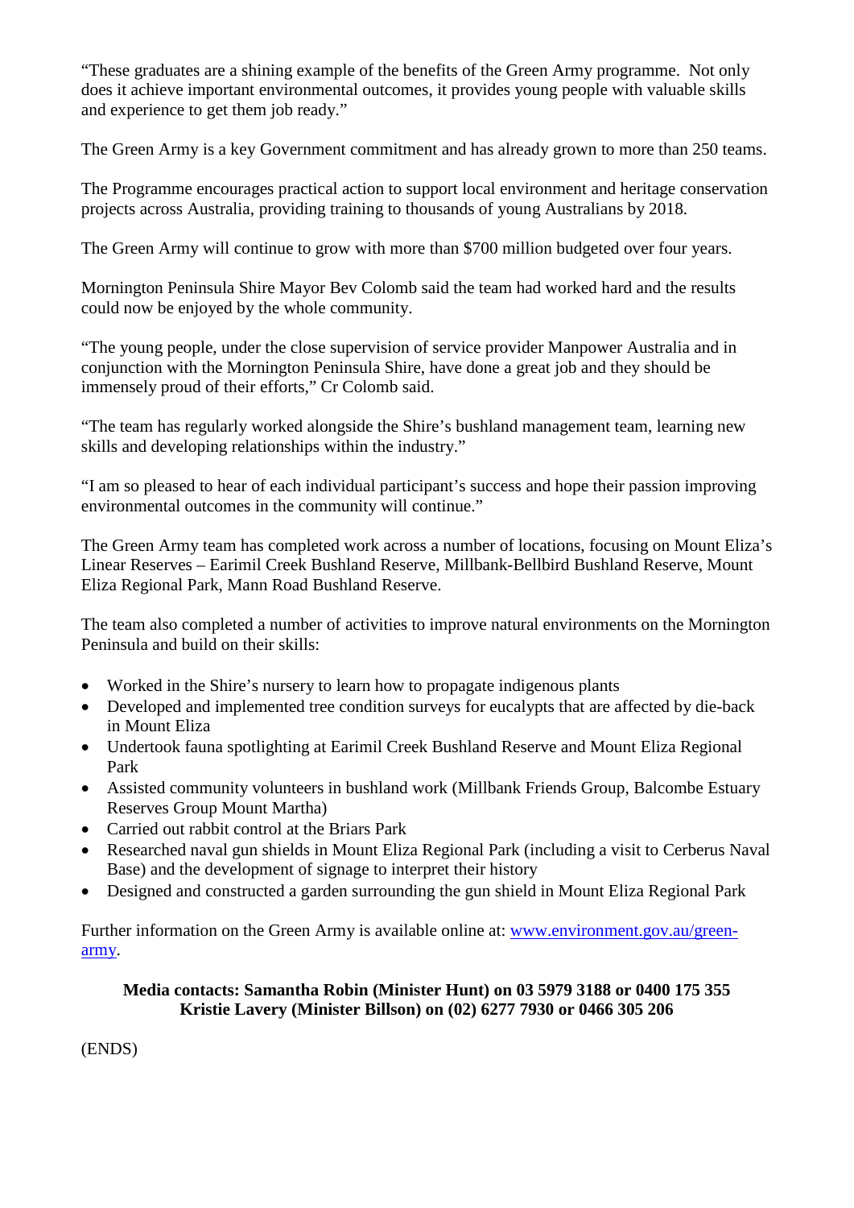"These graduates are a shining example of the benefits of the Green Army programme. Not only does it achieve important environmental outcomes, it provides young people with valuable skills and experience to get them job ready."

The Green Army is a key Government commitment and has already grown to more than 250 teams.

The Programme encourages practical action to support local environment and heritage conservation projects across Australia, providing training to thousands of young Australians by 2018.

The Green Army will continue to grow with more than $700 million budgeted over four years.

Mornington Peninsula Shire Mayor Bev Colomb said the team had worked hard and the results could now be enjoyed by the whole community.

"The young people, under the close supervision of service provider Manpower Australia and in conjunction with the Mornington Peninsula Shire, have done a great job and they should be immensely proud of their efforts," Cr Colomb said.

"The team has regularly worked alongside the Shire's bushland management team, learning new skills and developing relationships within the industry."

"I am so pleased to hear of each individual participant's success and hope their passion improving environmental outcomes in the community will continue."

The Green Army team has completed work across a number of locations, focusing on Mount Eliza's Linear Reserves – Earimil Creek Bushland Reserve, Millbank-Bellbird Bushland Reserve, Mount Eliza Regional Park, Mann Road Bushland Reserve.

The team also completed a number of activities to improve natural environments on the Mornington Peninsula and build on their skills:

- Worked in the Shire's nursery to learn how to propagate indigenous plants
- Developed and implemented tree condition surveys for eucalypts that are affected by die-back in Mount Eliza
- Undertook fauna spotlighting at Earimil Creek Bushland Reserve and Mount Eliza Regional Park
- Assisted community volunteers in bushland work (Millbank Friends Group, Balcombe Estuary Reserves Group Mount Martha)
- Carried out rabbit control at the Briars Park
- Researched naval gun shields in Mount Eliza Regional Park (including a visit to Cerberus Naval Base) and the development of signage to interpret their history
- Designed and constructed a garden surrounding the gun shield in Mount Eliza Regional Park

Further information on the Green Army is available online at: [www.environment.gov.au/green-army](http://www.environment.gov.au/green-army).

**Media contacts: Samantha Robin (Minister Hunt) on 03 5979 3188 or 0400 175 355**
**Kristie Lavery (Minister Billson) on (02) 6277 7930 or 0466 305 206**

(ENDS)